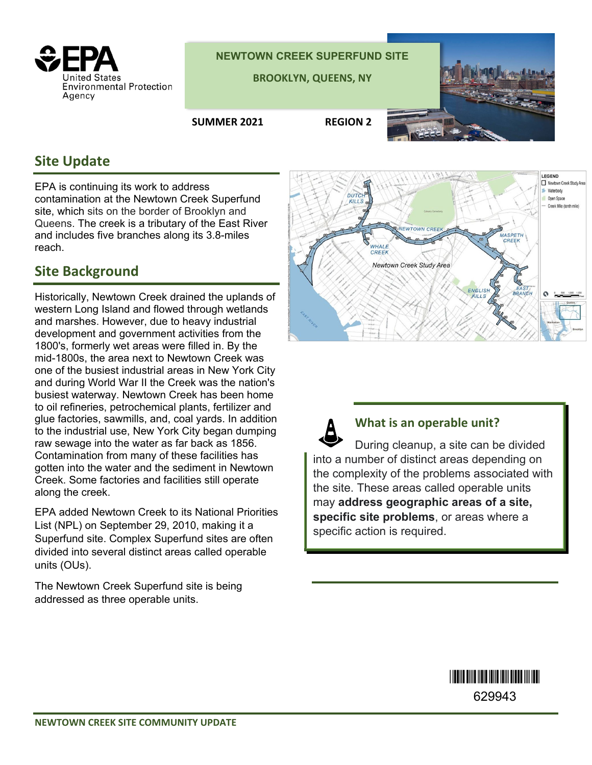**NEWTOWN CREEK SUPERFUND SITE**

**BROOKLYN, QUEENS, NY**

**SUMMER 2021** **REGION 2**

## Site Update

EPA is continuing its work to address contamination at the Newtown Creek Superfund site, which sits on the border of Brooklyn and Queens. The creek is a tributary of the East River and includes five branches along its 3.8-miles reach.

## Site Background

Historically, Newtown Creek drained the uplands of western Long Island and flowed through wetlands and marshes. However, due to heavy industrial development and government activities from the 1800's, formerly wet areas were filled in. By the mid-1800s, the area next to Newtown Creek was one of the busiest industrial areas in New York City and during World War II the Creek was the nation's busiest waterway. Newtown Creek has been home to oil refineries, petrochemical plants, fertilizer and glue factories, sawmills, and, coal yards. In addition to the industrial use, New York City began dumping raw sewage into the water as far back as 1856. Contamination from many of these facilities has gotten into the water and the sediment in Newtown Creek. Some factories and facilities still operate along the creek.

EPA added Newtown Creek to its National Priorities List (NPL) on September 29, 2010, making it a Superfund site. Complex Superfund sites are often divided into several distinct areas called operable units (OUs).

The Newtown Creek Superfund site is being addressed as three operable units.

### What is an operable unit?

During cleanup, a site can be divided into a number of distinct areas depending on the complexity of the problems associated with the site. These areas called operable units may **address geographic areas of a site, specific site problems**, or areas where a specific action is required.

629943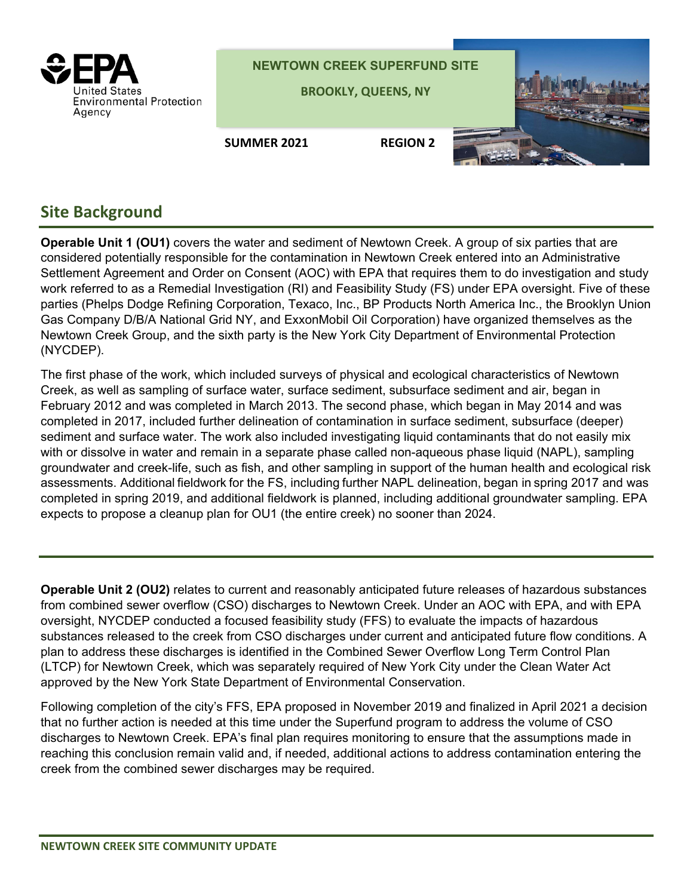NEWTOWN CREEK SUPERFUND SITE

BROOKLY, QUEENS, NY

SUMMER 2021 REGION 2

## Site Background

**Operable Unit 1 (OU1)** covers the water and sediment of Newtown Creek. A group of six parties that are considered potentially responsible for the contamination in Newtown Creek entered into an Administrative Settlement Agreement and Order on Consent (AOC) with EPA that requires them to do investigation and study work referred to as a Remedial Investigation (RI) and Feasibility Study (FS) under EPA oversight. Five of these parties (Phelps Dodge Refining Corporation, Texaco, Inc., BP Products North America Inc., the Brooklyn Union Gas Company D/B/A National Grid NY, and ExxonMobil Oil Corporation) have organized themselves as the Newtown Creek Group, and the sixth party is the New York City Department of Environmental Protection (NYCDEP).

The first phase of the work, which included surveys of physical and ecological characteristics of Newtown Creek, as well as sampling of surface water, surface sediment, subsurface sediment and air, began in February 2012 and was completed in March 2013. The second phase, which began in May 2014 and was completed in 2017, included further delineation of contamination in surface sediment, subsurface (deeper) sediment and surface water. The work also included investigating liquid contaminants that do not easily mix with or dissolve in water and remain in a separate phase called non-aqueous phase liquid (NAPL), sampling groundwater and creek-life, such as fish, and other sampling in support of the human health and ecological risk assessments. Additional fieldwork for the FS, including further NAPL delineation, began in spring 2017 and was completed in spring 2019, and additional fieldwork is planned, including additional groundwater sampling. EPA expects to propose a cleanup plan for OU1 (the entire creek) no sooner than 2024.

---

**Operable Unit 2 (OU2)** relates to current and reasonably anticipated future releases of hazardous substances from combined sewer overflow (CSO) discharges to Newtown Creek. Under an AOC with EPA, and with EPA oversight, NYCDEP conducted a focused feasibility study (FFS) to evaluate the impacts of hazardous substances released to the creek from CSO discharges under current and anticipated future flow conditions. A plan to address these discharges is identified in the Combined Sewer Overflow Long Term Control Plan (LTCP) for Newtown Creek, which was separately required of New York City under the Clean Water Act approved by the New York State Department of Environmental Conservation.

Following completion of the city's FFS, EPA proposed in November 2019 and finalized in April 2021 a decision that no further action is needed at this time under the Superfund program to address the volume of CSO discharges to Newtown Creek. EPA's final plan requires monitoring to ensure that the assumptions made in reaching this conclusion remain valid and, if needed, additional actions to address contamination entering the creek from the combined sewer discharges may be required.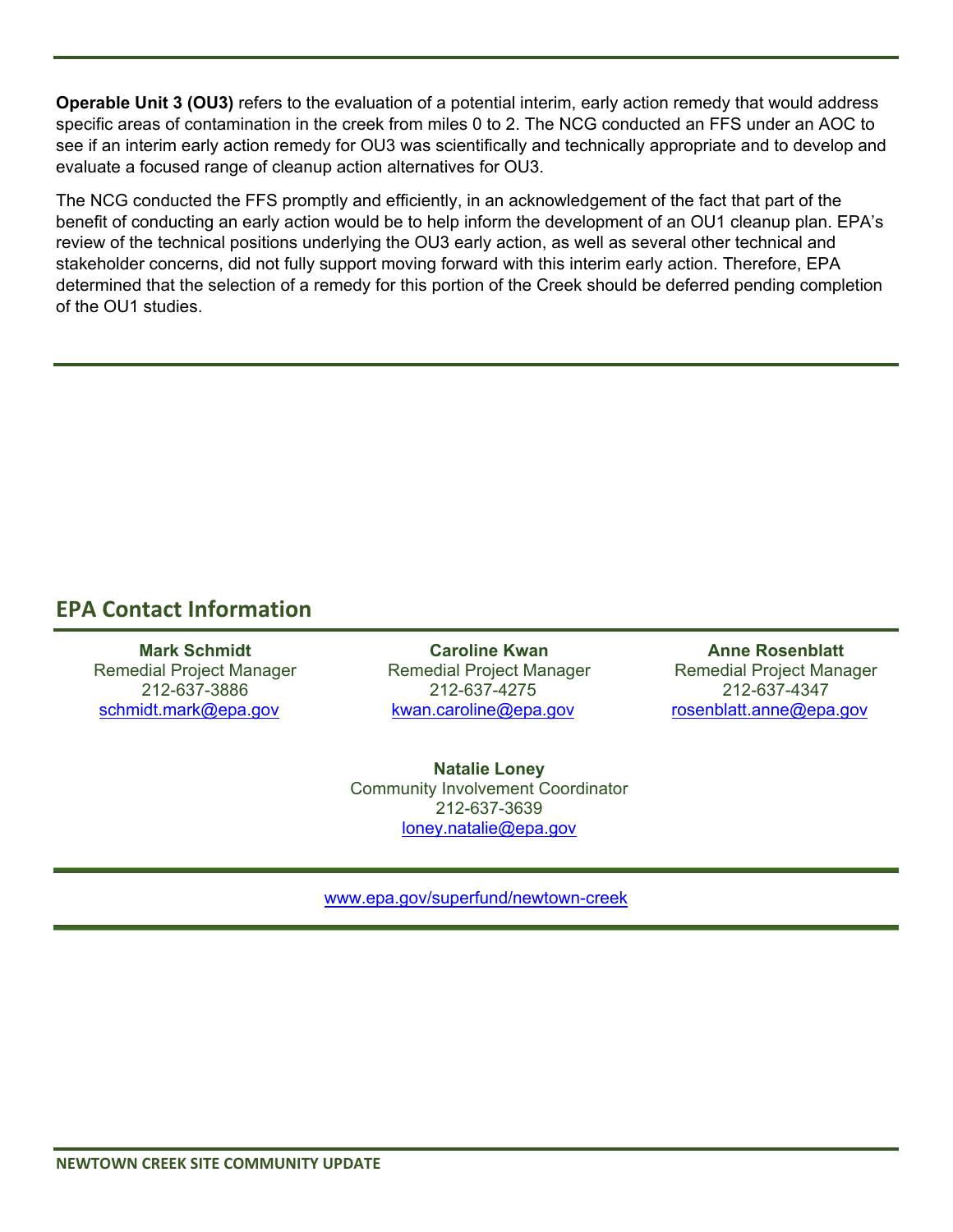**Operable Unit 3 (OU3)** refers to the evaluation of a potential interim, early action remedy that would address specific areas of contamination in the creek from miles 0 to 2. The NCG conducted an FFS under an AOC to see if an interim early action remedy for OU3 was scientifically and technically appropriate and to develop and evaluate a focused range of cleanup action alternatives for OU3.

The NCG conducted the FFS promptly and efficiently, in an acknowledgement of the fact that part of the benefit of conducting an early action would be to help inform the development of an OU1 cleanup plan. EPA's review of the technical positions underlying the OU3 early action, as well as several other technical and stakeholder concerns, did not fully support moving forward with this interim early action. Therefore, EPA determined that the selection of a remedy for this portion of the Creek should be deferred pending completion of the OU1 studies.

## EPA Contact Information

**Mark Schmidt**
Remedial Project Manager
212-637-3886
schmidt.mark@epa.gov

**Caroline Kwan**
Remedial Project Manager
212-637-4275
kwan.caroline@epa.gov

**Anne Rosenblatt**
Remedial Project Manager
212-637-4347
rosenblatt.anne@epa.gov

**Natalie Loney**
Community Involvement Coordinator
212-637-3639
loney.natalie@epa.gov

www.epa.gov/superfund/newtown-creek